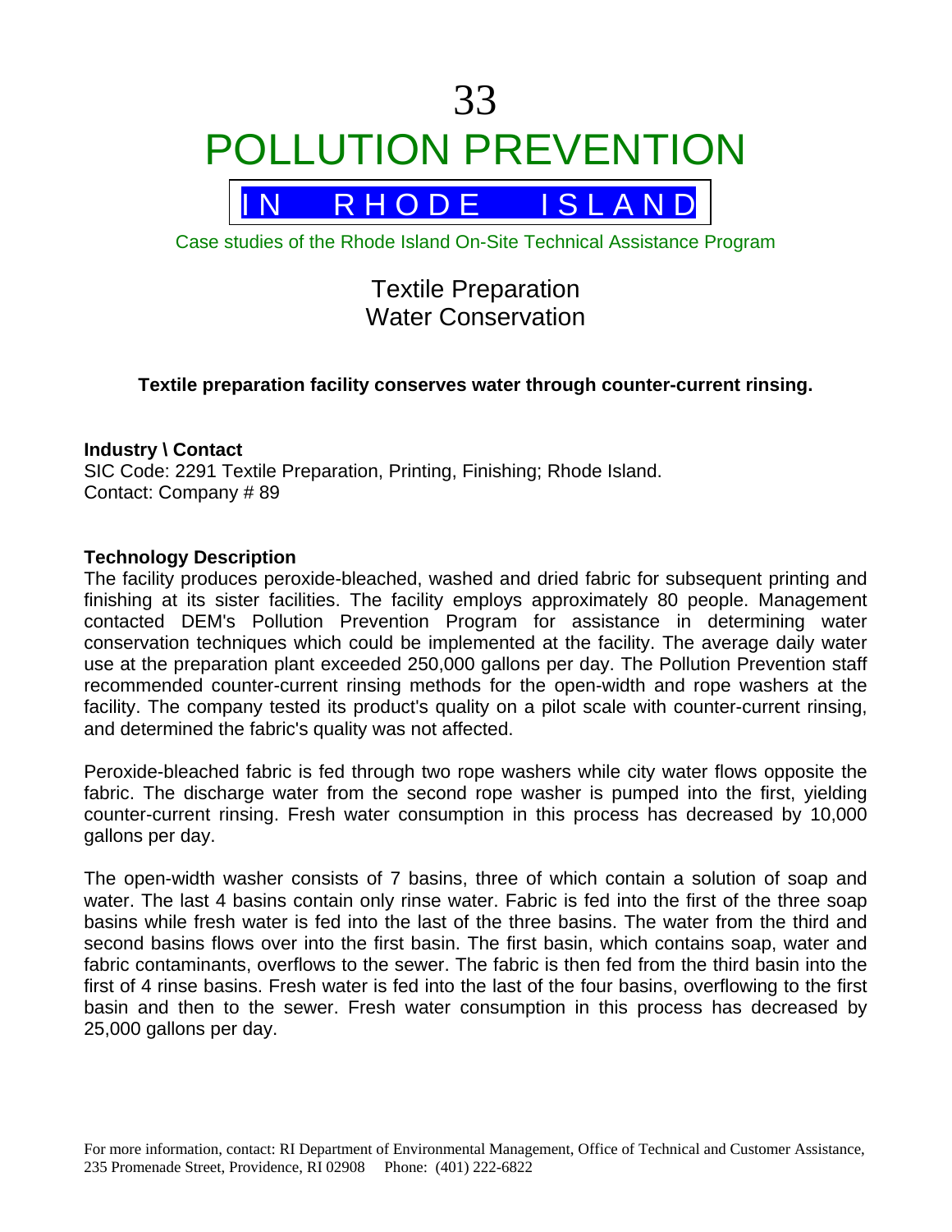# 33

# POLLUTION PREVENTION

## IN RHODE ISLAND

Case studies of the Rhode Island On-Site Technical Assistance Program

## Textile Preparation
## Water Conservation

**Textile preparation facility conserves water through counter-current rinsing.**

**Industry \ Contact**
SIC Code: 2291 Textile Preparation, Printing, Finishing; Rhode Island.
Contact: Company # 89

**Technology Description**
The facility produces peroxide-bleached, washed and dried fabric for subsequent printing and finishing at its sister facilities. The facility employs approximately 80 people. Management contacted DEM's Pollution Prevention Program for assistance in determining water conservation techniques which could be implemented at the facility. The average daily water use at the preparation plant exceeded 250,000 gallons per day. The Pollution Prevention staff recommended counter-current rinsing methods for the open-width and rope washers at the facility. The company tested its product's quality on a pilot scale with counter-current rinsing, and determined the fabric's quality was not affected.

Peroxide-bleached fabric is fed through two rope washers while city water flows opposite the fabric. The discharge water from the second rope washer is pumped into the first, yielding counter-current rinsing. Fresh water consumption in this process has decreased by 10,000 gallons per day.

The open-width washer consists of 7 basins, three of which contain a solution of soap and water. The last 4 basins contain only rinse water. Fabric is fed into the first of the three soap basins while fresh water is fed into the last of the three basins. The water from the third and second basins flows over into the first basin. The first basin, which contains soap, water and fabric contaminants, overflows to the sewer. The fabric is then fed from the third basin into the first of 4 rinse basins. Fresh water is fed into the last of the four basins, overflowing to the first basin and then to the sewer. Fresh water consumption in this process has decreased by 25,000 gallons per day.

For more information, contact: RI Department of Environmental Management, Office of Technical and Customer Assistance, 235 Promenade Street, Providence, RI 02908 Phone: (401) 222-6822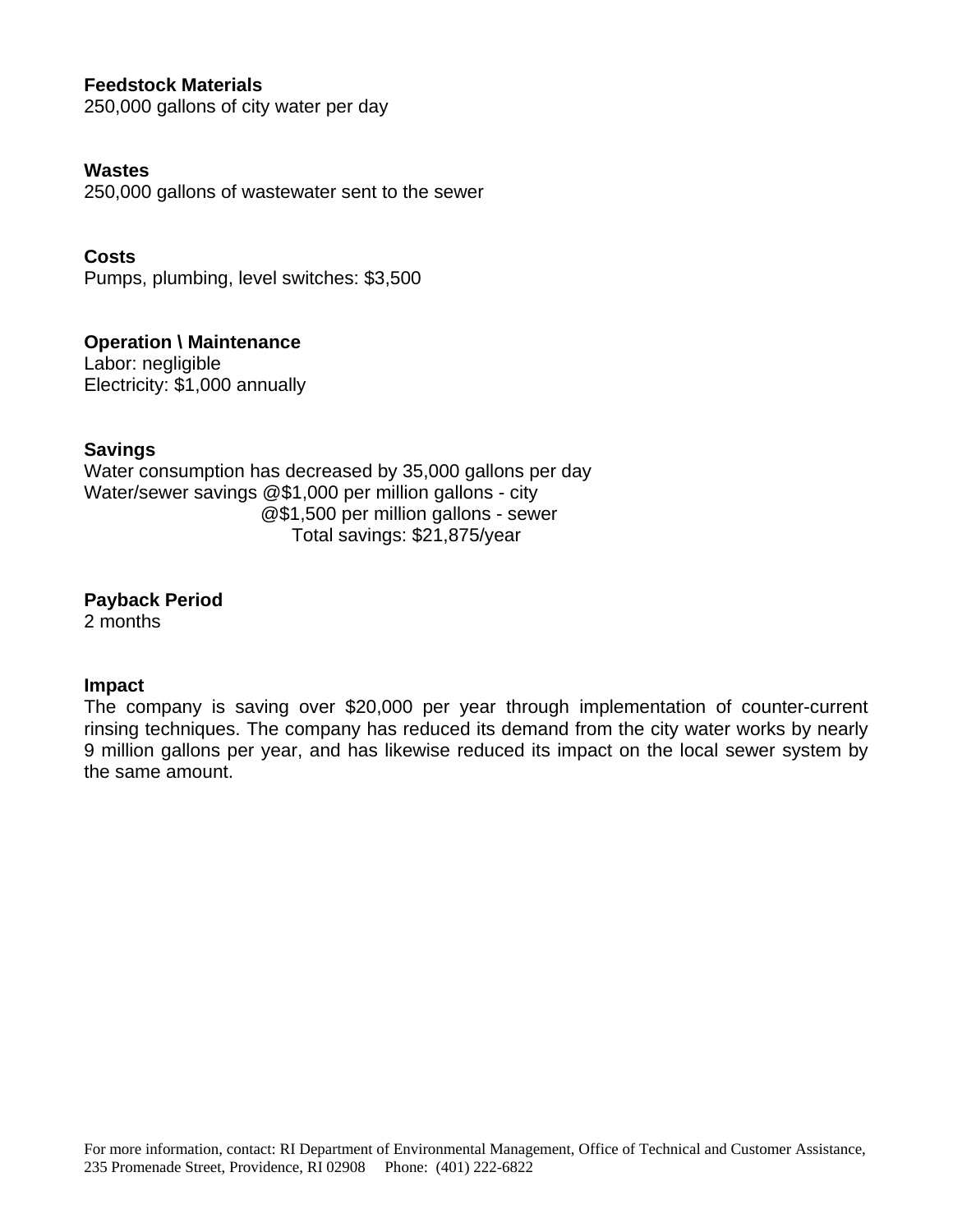**Feedstock Materials**
250,000 gallons of city water per day

**Wastes**
250,000 gallons of wastewater sent to the sewer

**Costs**
Pumps, plumbing, level switches: $3,500

**Operation \ Maintenance**
Labor: negligible
Electricity: $1,000 annually

**Savings**
Water consumption has decreased by 35,000 gallons per day
Water/sewer savings @$1,000 per million gallons - city
@$1,500 per million gallons - sewer
Total savings: $21,875/year

**Payback Period**
2 months

**Impact**
The company is saving over $20,000 per year through implementation of counter-current rinsing techniques. The company has reduced its demand from the city water works by nearly 9 million gallons per year, and has likewise reduced its impact on the local sewer system by the same amount.

For more information, contact: RI Department of Environmental Management, Office of Technical and Customer Assistance, 235 Promenade Street, Providence, RI 02908 Phone: (401) 222-6822